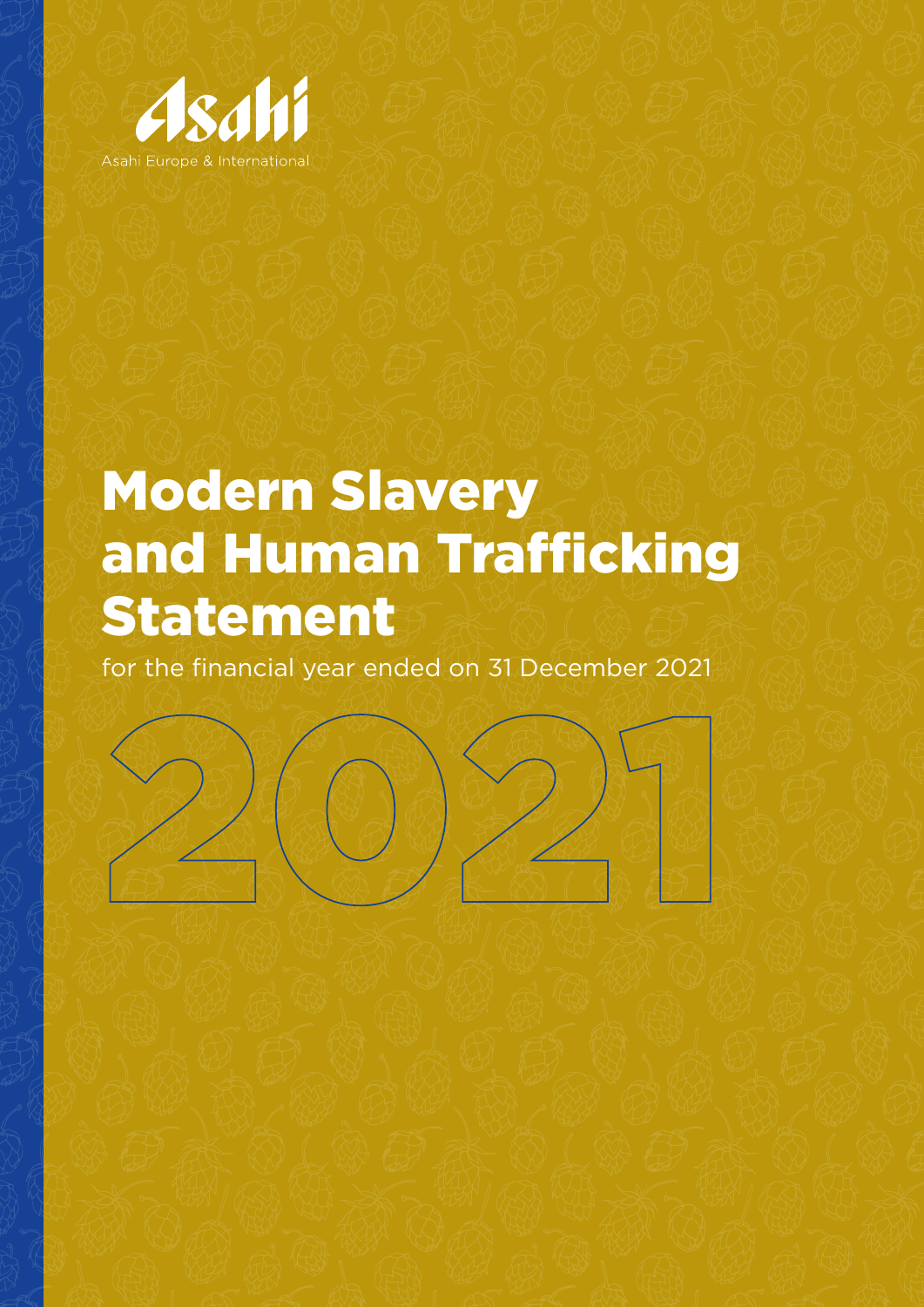Asahi

Asahi Europe & International

# Modern Slavery and Human Trafficking Statement

for the financial year ended on 31 December 2021

2021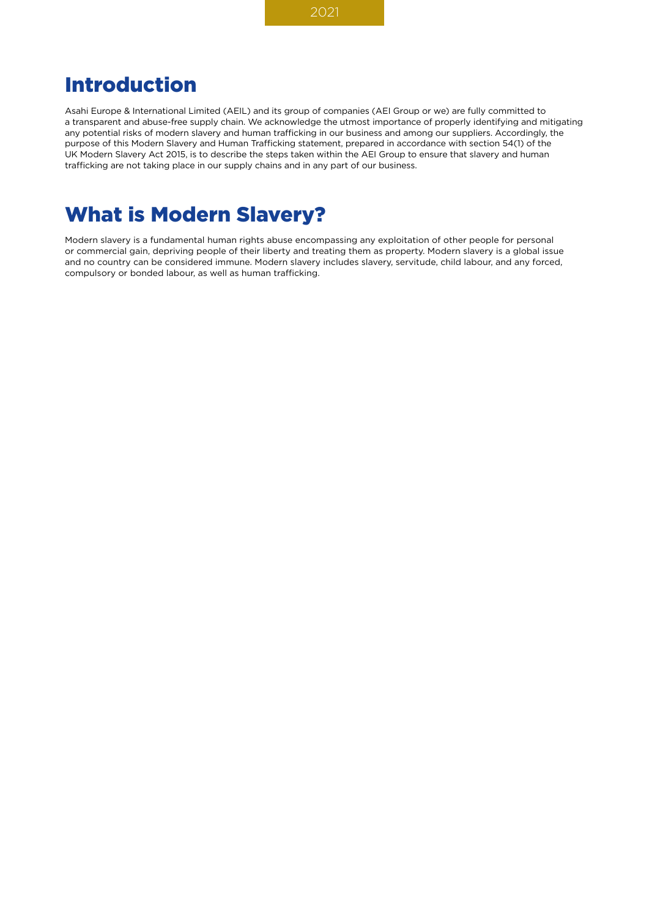# Introduction

Asahi Europe & International Limited (AEIL) and its group of companies (AEI Group or we) are fully committed to a transparent and abuse-free supply chain. We acknowledge the utmost importance of properly identifying and mitigating any potential risks of modern slavery and human trafficking in our business and among our suppliers. Accordingly, the purpose of this Modern Slavery and Human Trafficking statement, prepared in accordance with section 54(1) of the UK Modern Slavery Act 2015, is to describe the steps taken within the AEI Group to ensure that slavery and human trafficking are not taking place in our supply chains and in any part of our business.

# What is Modern Slavery?

Modern slavery is a fundamental human rights abuse encompassing any exploitation of other people for personal or commercial gain, depriving people of their liberty and treating them as property. Modern slavery is a global issue and no country can be considered immune. Modern slavery includes slavery, servitude, child labour, and any forced, compulsory or bonded labour, as well as human trafficking.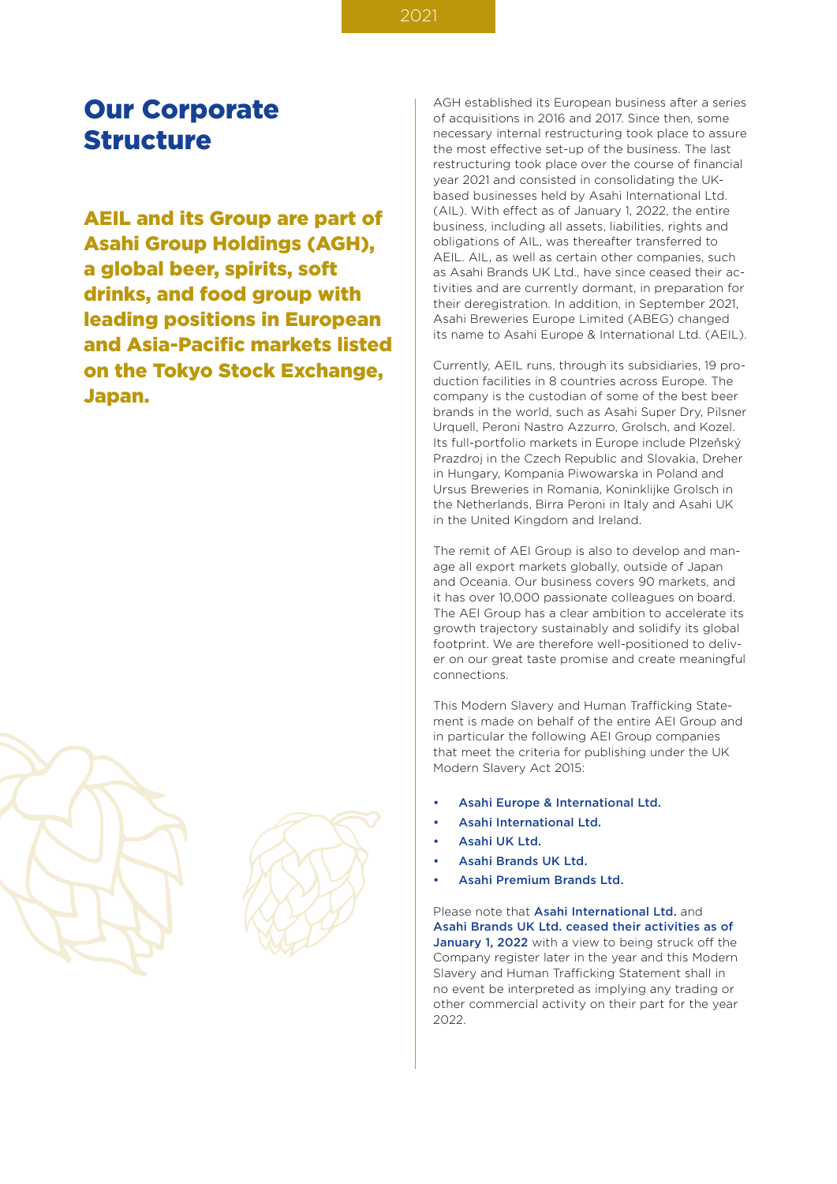# Our Corporate Structure

**AEIL and its Group are part of Asahi Group Holdings (AGH), a global beer, spirits, soft drinks, and food group with leading positions in European and Asia-Pacific markets listed on the Tokyo Stock Exchange, Japan.**

AGH established its European business after a series of acquisitions in 2016 and 2017. Since then, some necessary internal restructuring took place to assure the most effective set-up of the business. The last restructuring took place over the course of financial year 2021 and consisted in consolidating the UK-based businesses held by Asahi International Ltd. (AIL). With effect as of January 1, 2022, the entire business, including all assets, liabilities, rights and obligations of AIL, was thereafter transferred to AEIL. AIL, as well as certain other companies, such as Asahi Brands UK Ltd., have since ceased their activities and are currently dormant, in preparation for their deregistration. In addition, in September 2021, Asahi Breweries Europe Limited (ABEG) changed its name to Asahi Europe & International Ltd. (AEIL).

Currently, AEIL runs, through its subsidiaries, 19 production facilities in 8 countries across Europe. The company is the custodian of some of the best beer brands in the world, such as Asahi Super Dry, Pilsner Urquell, Peroni Nastro Azzurro, Grolsch, and Kozel. Its full-portfolio markets in Europe include Plzeňský Prazdroj in the Czech Republic and Slovakia, Dreher in Hungary, Kompania Piwowarska in Poland and Ursus Breweries in Romania, Koninklijke Grolsch in the Netherlands, Birra Peroni in Italy and Asahi UK in the United Kingdom and Ireland.

The remit of AEI Group is also to develop and manage all export markets globally, outside of Japan and Oceania. Our business covers 90 markets, and it has over 10,000 passionate colleagues on board. The AEI Group has a clear ambition to accelerate its growth trajectory sustainably and solidify its global footprint. We are therefore well-positioned to deliver on our great taste promise and create meaningful connections.

This Modern Slavery and Human Trafficking Statement is made on behalf of the entire AEI Group and in particular the following AEI Group companies that meet the criteria for publishing under the UK Modern Slavery Act 2015:

- Asahi Europe & International Ltd.
- Asahi International Ltd.
- Asahi UK Ltd.
- Asahi Brands UK Ltd.
- Asahi Premium Brands Ltd.

Please note that Asahi International Ltd. and Asahi Brands UK Ltd. ceased their activities as of January 1, 2022 with a view to being struck off the Company register later in the year and this Modern Slavery and Human Trafficking Statement shall in no event be interpreted as implying any trading or other commercial activity on their part for the year 2022.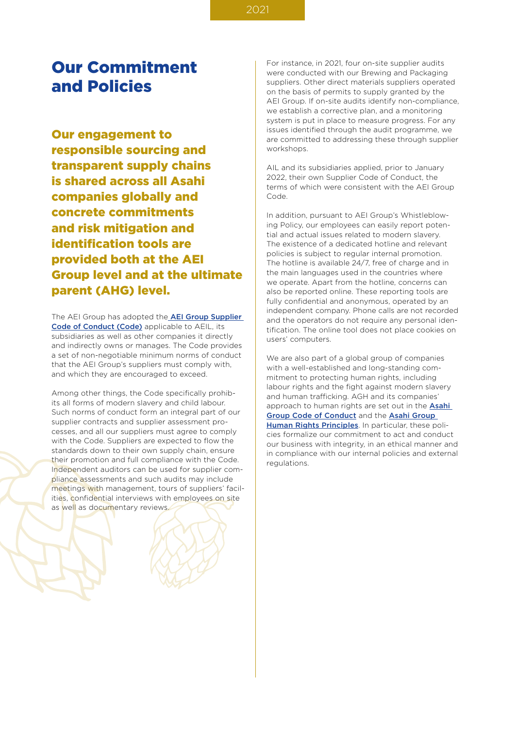# Our Commitment and Policies

**Our engagement to responsible sourcing and transparent supply chains is shared across all Asahi companies globally and concrete commitments and risk mitigation and identification tools are provided both at the AEI Group level and at the ultimate parent (AHG) level.**

The AEI Group has adopted the AEI Group Supplier Code of Conduct (Code) applicable to AEIL, its subsidiaries as well as other companies it directly and indirectly owns or manages. The Code provides a set of non-negotiable minimum norms of conduct that the AEI Group's suppliers must comply with, and which they are encouraged to exceed.

Among other things, the Code specifically prohibits all forms of modern slavery and child labour. Such norms of conduct form an integral part of our supplier contracts and supplier assessment processes, and all our suppliers must agree to comply with the Code. Suppliers are expected to flow the standards down to their own supply chain, ensure their promotion and full compliance with the Code. Independent auditors can be used for supplier compliance assessments and such audits may include meetings with management, tours of suppliers' facilities, confidential interviews with employees on site as well as documentary reviews.

For instance, in 2021, four on-site supplier audits were conducted with our Brewing and Packaging suppliers. Other direct materials suppliers operated on the basis of permits to supply granted by the AEI Group. If on-site audits identify non-compliance, we establish a corrective plan, and a monitoring system is put in place to measure progress. For any issues identified through the audit programme, we are committed to addressing these through supplier workshops.

AIL and its subsidiaries applied, prior to January 2022, their own Supplier Code of Conduct, the terms of which were consistent with the AEI Group Code.

In addition, pursuant to AEI Group's Whistleblowing Policy, our employees can easily report potential and actual issues related to modern slavery. The existence of a dedicated hotline and relevant policies is subject to regular internal promotion. The hotline is available 24/7, free of charge and in the main languages used in the countries where we operate. Apart from the hotline, concerns can also be reported online. These reporting tools are fully confidential and anonymous, operated by an independent company. Phone calls are not recorded and the operators do not require any personal identification. The online tool does not place cookies on users' computers.

We are also part of a global group of companies with a well-established and long-standing commitment to protecting human rights, including labour rights and the fight against modern slavery and human trafficking. AGH and its companies' approach to human rights are set out in the Asahi Group Code of Conduct and the Asahi Group Human Rights Principles. In particular, these policies formalize our commitment to act and conduct our business with integrity, in an ethical manner and in compliance with our internal policies and external regulations.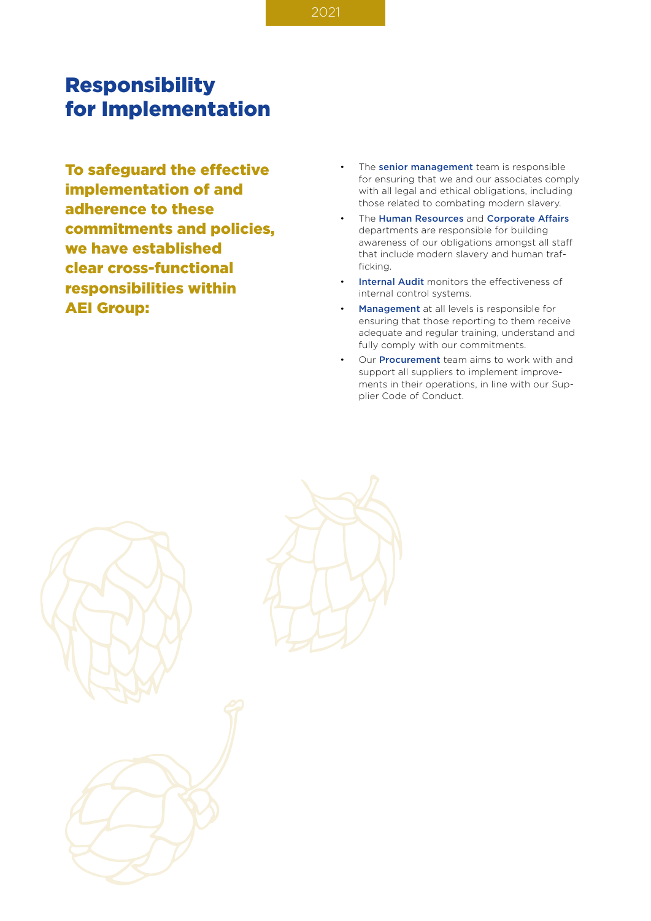# Responsibility for Implementation

**To safeguard the effective implementation of and adherence to these commitments and policies, we have established clear cross-functional responsibilities within AEI Group:**

- The **senior management** team is responsible for ensuring that we and our associates comply with all legal and ethical obligations, including those related to combating modern slavery.
- The **Human Resources** and **Corporate Affairs** departments are responsible for building awareness of our obligations amongst all staff that include modern slavery and human trafficking.
- **Internal Audit** monitors the effectiveness of internal control systems.
- **Management** at all levels is responsible for ensuring that those reporting to them receive adequate and regular training, understand and fully comply with our commitments.
- Our **Procurement** team aims to work with and support all suppliers to implement improvements in their operations, in line with our Supplier Code of Conduct.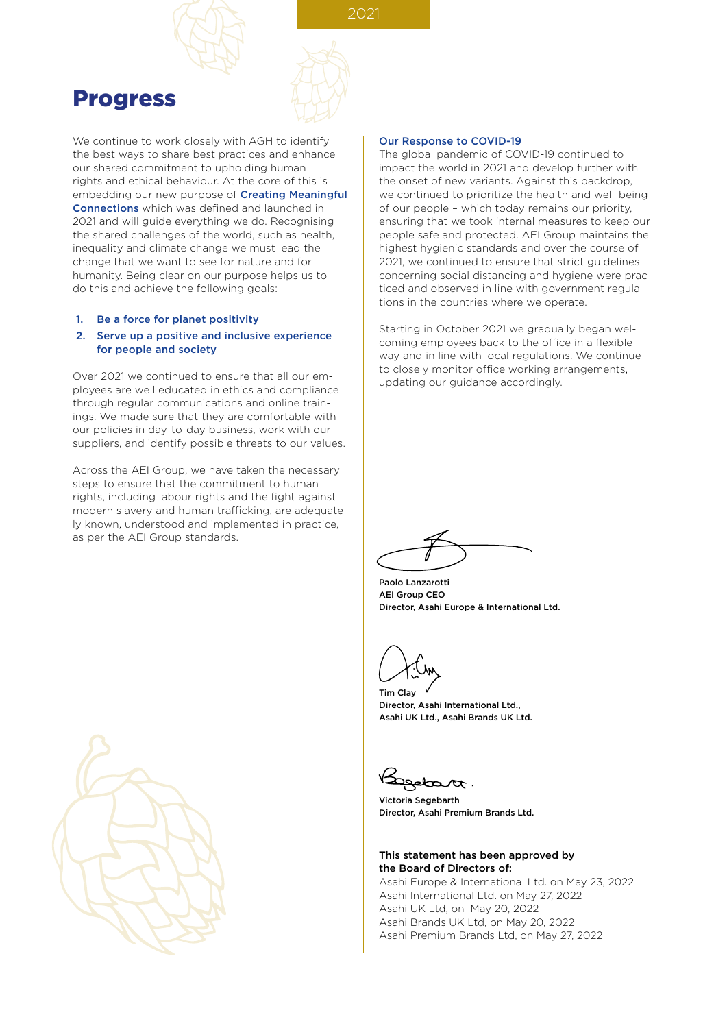# Progress

We continue to work closely with AGH to identify the best ways to share best practices and enhance our shared commitment to upholding human rights and ethical behaviour. At the core of this is embedding our new purpose of **Creating Meaningful Connections** which was defined and launched in 2021 and will guide everything we do. Recognising the shared challenges of the world, such as health, inequality and climate change we must lead the change that we want to see for nature and for humanity. Being clear on our purpose helps us to do this and achieve the following goals:

1. **Be a force for planet positivity**
2. **Serve up a positive and inclusive experience for people and society**

Over 2021 we continued to ensure that all our employees are well educated in ethics and compliance through regular communications and online trainings. We made sure that they are comfortable with our policies in day-to-day business, work with our suppliers, and identify possible threats to our values.

Across the AEI Group, we have taken the necessary steps to ensure that the commitment to human rights, including labour rights and the fight against modern slavery and human trafficking, are adequately known, understood and implemented in practice, as per the AEI Group standards.

### Our Response to COVID-19

The global pandemic of COVID-19 continued to impact the world in 2021 and develop further with the onset of new variants. Against this backdrop, we continued to prioritize the health and well-being of our people – which today remains our priority, ensuring that we took internal measures to keep our people safe and protected. AEI Group maintains the highest hygienic standards and over the course of 2021, we continued to ensure that strict guidelines concerning social distancing and hygiene were practiced and observed in line with government regulations in the countries where we operate.

Starting in October 2021 we gradually began welcoming employees back to the office in a flexible way and in line with local regulations. We continue to closely monitor office working arrangements, updating our guidance accordingly.

**Paolo Lanzarotti**
**AEI Group CEO**
**Director, Asahi Europe & International Ltd.**

**Tim Clay**
**Director, Asahi International Ltd., Asahi UK Ltd., Asahi Brands UK Ltd.**

**Victoria Segebarth**
**Director, Asahi Premium Brands Ltd.**

**This statement has been approved by the Board of Directors of:**
Asahi Europe & International Ltd. on May 23, 2022
Asahi International Ltd. on May 27, 2022
Asahi UK Ltd, on May 20, 2022
Asahi Brands UK Ltd, on May 20, 2022
Asahi Premium Brands Ltd, on May 27, 2022